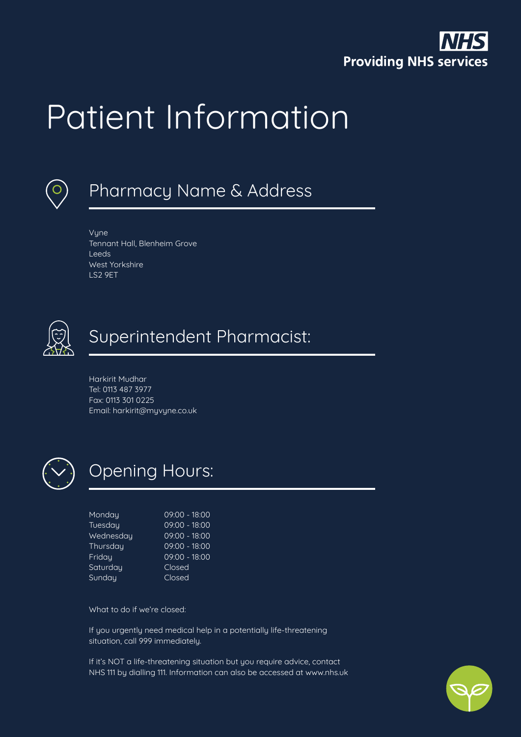**NHS**
**Providing NHS services**

# Patient Information

## Pharmacy Name & Address

Vyne
Tennant Hall, Blenheim Grove
Leeds
West Yorkshire
LS2 9ET

## Superintendent Pharmacist:

Harkirit Mudhar
Tel: 0113 487 3977
Fax: 0113 301 0225
Email: harkirit@myvyne.co.uk

## Opening Hours:

| | |
|---|---|
| Monday | 09:00 - 18:00 |
| Tuesday | 09:00 - 18:00 |
| Wednesday | 09:00 - 18:00 |
| Thursday | 09:00 - 18:00 |
| Friday | 09:00 - 18:00 |
| Saturday | Closed |
| Sunday | Closed |

What to do if we're closed:

If you urgently need medical help in a potentially life-threatening situation, call 999 immediately.

If it's NOT a life-threatening situation but you require advice, contact NHS 111 by dialling 111. Information can also be accessed at www.nhs.uk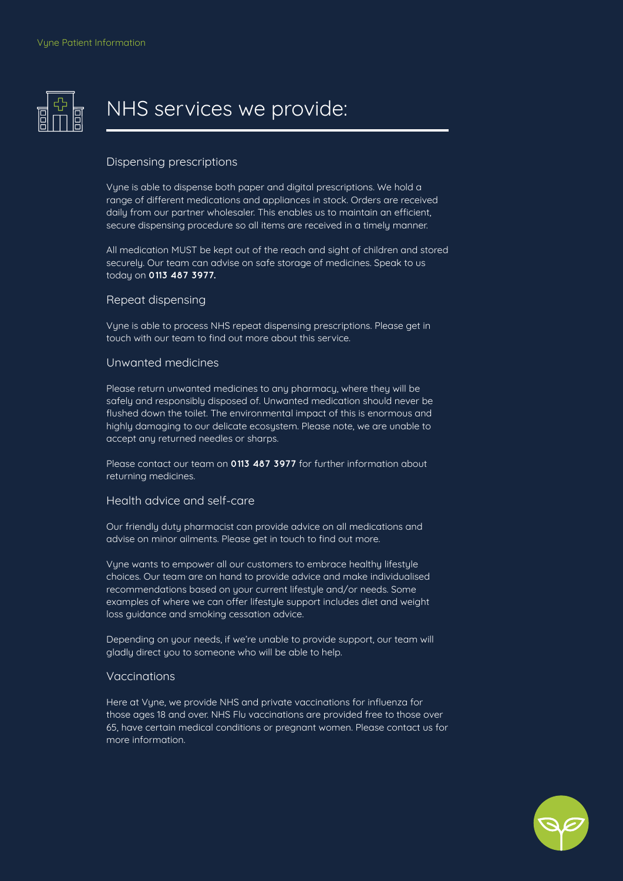# NHS services we provide:

## Dispensing prescriptions

Vyne is able to dispense both paper and digital prescriptions. We hold a range of different medications and appliances in stock. Orders are received daily from our partner wholesaler. This enables us to maintain an efficient, secure dispensing procedure so all items are received in a timely manner.

All medication MUST be kept out of the reach and sight of children and stored securely. Our team can advise on safe storage of medicines. Speak to us today on **0113 487 3977.**

## Repeat dispensing

Vyne is able to process NHS repeat dispensing prescriptions. Please get in touch with our team to find out more about this service.

## Unwanted medicines

Please return unwanted medicines to any pharmacy, where they will be safely and responsibly disposed of. Unwanted medication should never be flushed down the toilet. The environmental impact of this is enormous and highly damaging to our delicate ecosystem. Please note, we are unable to accept any returned needles or sharps.

Please contact our team on **0113 487 3977** for further information about returning medicines.

## Health advice and self-care

Our friendly duty pharmacist can provide advice on all medications and advise on minor ailments. Please get in touch to find out more.

Vyne wants to empower all our customers to embrace healthy lifestyle choices. Our team are on hand to provide advice and make individualised recommendations based on your current lifestyle and/or needs. Some examples of where we can offer lifestyle support includes diet and weight loss guidance and smoking cessation advice.

Depending on your needs, if we're unable to provide support, our team will gladly direct you to someone who will be able to help.

## Vaccinations

Here at Vyne, we provide NHS and private vaccinations for influenza for those ages 18 and over. NHS Flu vaccinations are provided free to those over 65, have certain medical conditions or pregnant women. Please contact us for more information.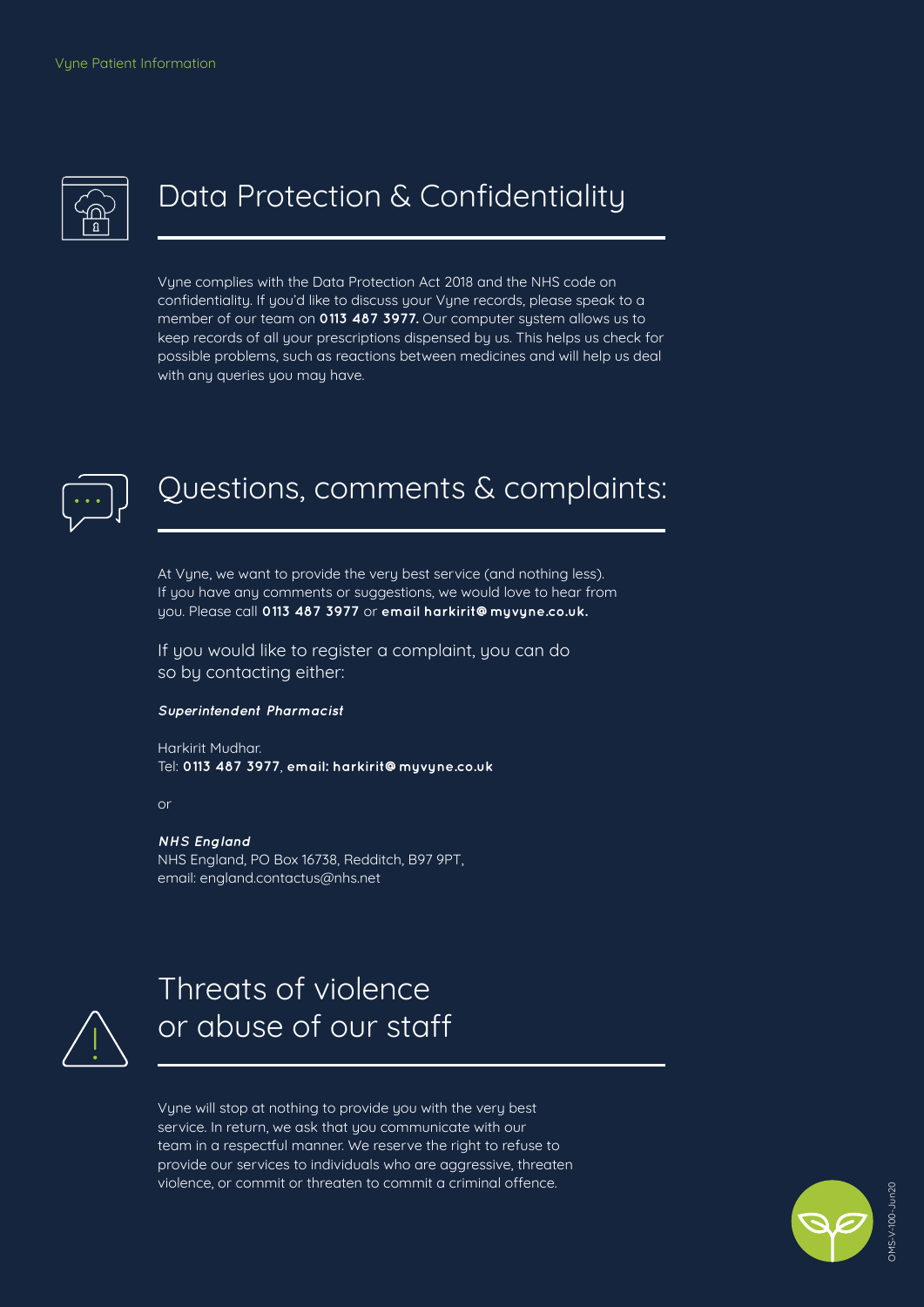## Data Protection & Confidentiality

Vyne complies with the Data Protection Act 2018 and the NHS code on confidentiality. If you'd like to discuss your Vyne records, please speak to a member of our team on **0113 487 3977.** Our computer system allows us to keep records of all your prescriptions dispensed by us. This helps us check for possible problems, such as reactions between medicines and will help us deal with any queries you may have.

## Questions, comments & complaints:

At Vyne, we want to provide the very best service (and nothing less). If you have any comments or suggestions, we would love to hear from you. Please call **0113 487 3977** or **email harkirit@myvyne.co.uk.**

If you would like to register a complaint, you can do so by contacting either:

***Superintendent Pharmacist***

Harkirit Mudhar.
Tel: **0113 487 3977**, **email: harkirit@myvyne.co.uk**

or

***NHS England***
NHS England, PO Box 16738, Redditch, B97 9PT,
email: england.contactus@nhs.net

## Threats of violence or abuse of our staff

Vyne will stop at nothing to provide you with the very best service. In return, we ask that you communicate with our team in a respectful manner. We reserve the right to refuse to provide our services to individuals who are aggressive, threaten violence, or commit or threaten to commit a criminal offence.

OMS-V-100-Jun20